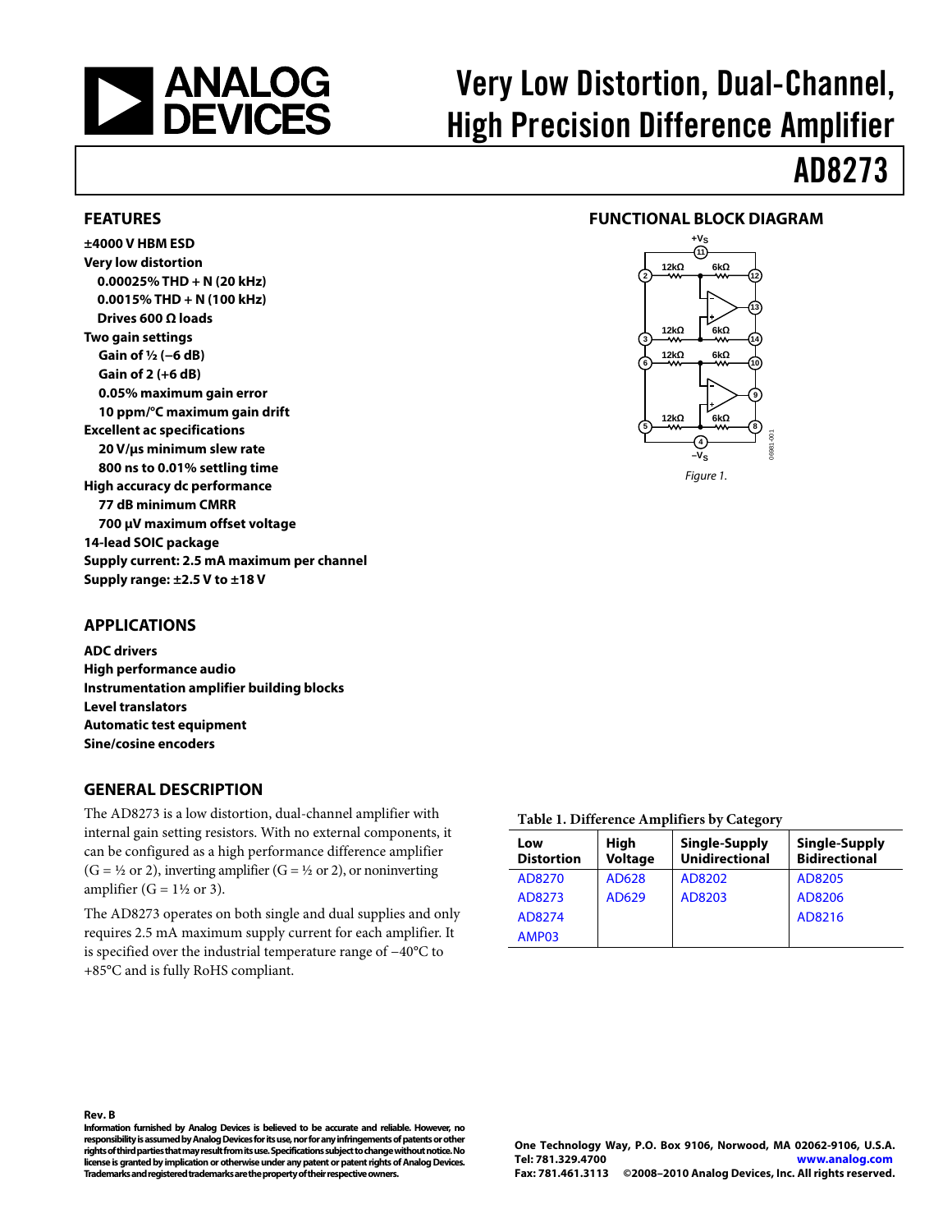# Very Low Distortion, Dual-Channel, High Precision Difference Amplifier

# AD8273

## FEATURES

**±4000 V HBM ESD**
**Very low distortion**
- **0.00025% THD + N (20 kHz)**
- **0.0015% THD + N (100 kHz)**
- **Drives 600 Ω loads**

**Two gain settings**
- **Gain of ½ (−6 dB)**
- **Gain of 2 (+6 dB)**
- **0.05% maximum gain error**
- **10 ppm/°C maximum gain drift**

**Excellent ac specifications**
- **20 V/µs minimum slew rate**
- **800 ns to 0.01% settling time**

**High accuracy dc performance**
- **77 dB minimum CMRR**
- **700 µV maximum offset voltage**

**14-lead SOIC package**
**Supply current: 2.5 mA maximum per channel**
**Supply range: ±2.5 V to ±18 V**

## APPLICATIONS

**ADC drivers**
**High performance audio**
**Instrumentation amplifier building blocks**
**Level translators**
**Automatic test equipment**
**Sine/cosine encoders**

## FUNCTIONAL BLOCK DIAGRAM

*Figure 1.*

## GENERAL DESCRIPTION

The AD8273 is a low distortion, dual-channel amplifier with internal gain setting resistors. With no external components, it can be configured as a high performance difference amplifier (G = ½ or 2), inverting amplifier (G = ½ or 2), or noninverting amplifier (G = 1½ or 3).

The AD8273 operates on both single and dual supplies and only requires 2.5 mA maximum supply current for each amplifier. It is specified over the industrial temperature range of −40°C to +85°C and is fully RoHS compliant.

**Table 1. Difference Amplifiers by Category**

| Low Distortion | High Voltage | Single-Supply Unidirectional | Single-Supply Bidirectional |
|---|---|---|---|
| AD8270 | AD628 | AD8202 | AD8205 |
| AD8273 | AD629 | AD8203 | AD8206 |
| AD8274 | | | AD8216 |
| AMP03 | | | |

**Rev. B**
**Information furnished by Analog Devices is believed to be accurate and reliable. However, no responsibility is assumed by Analog Devices for its use, nor for any infringements of patents or other rights of third parties that may result from its use. Specifications subject to change without notice. No license is granted by implication or otherwise under any patent or patent rights of Analog Devices. Trademarks and registered trademarks are the property of their respective owners.**

**One Technology Way, P.O. Box 9106, Norwood, MA 02062-9106, U.S.A.**
**Tel: 781.329.4700 www.analog.com**
**Fax: 781.461.3113 ©2008–2010 Analog Devices, Inc. All rights reserved.**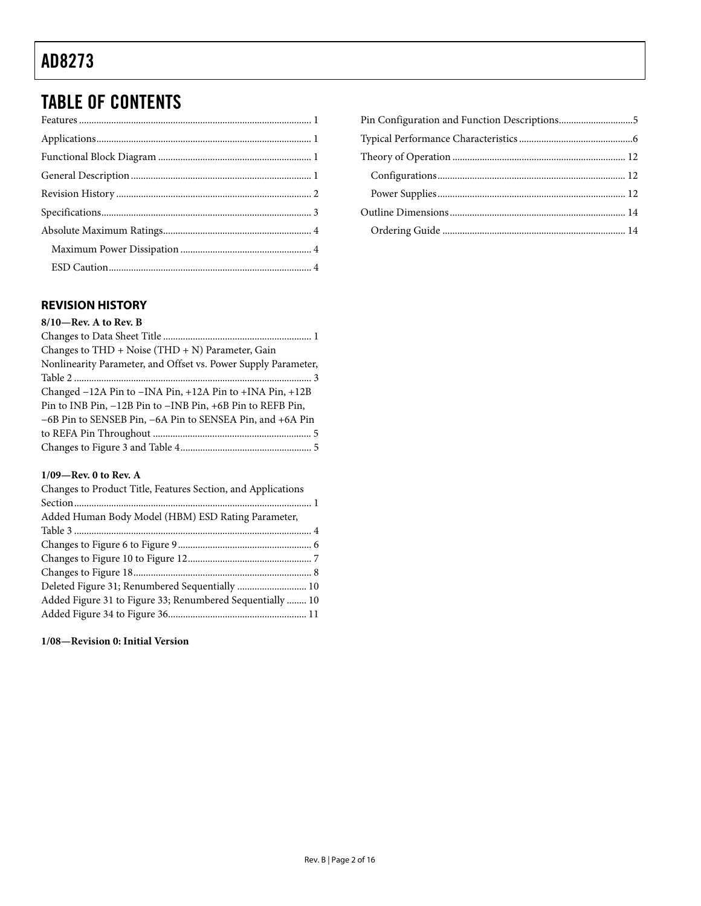# TABLE OF CONTENTS

Features ........................................................................................ 1
Applications .................................................................................. 1
Functional Block Diagram ............................................................ 1
General Description ...................................................................... 1
Revision History ............................................................................ 2
Specifications ................................................................................. 3
Absolute Maximum Ratings .......................................................... 4
  Maximum Power Dissipation .................................................... 4
  ESD Caution ................................................................................ 4
Pin Configuration and Function Descriptions ............................ 5
Typical Performance Characteristics ............................................ 6
Theory of Operation .................................................................... 12
  Configurations .......................................................................... 12
  Power Supplies .......................................................................... 12
Outline Dimensions ..................................................................... 14
  Ordering Guide ........................................................................ 14

## REVISION HISTORY

**8/10—Rev. A to Rev. B**

Changes to Data Sheet Title ........................................................... 1
Changes to THD + Noise (THD + N) Parameter, Gain Nonlinearity Parameter, and Offset vs. Power Supply Parameter, Table 2 ............................................................................................... 3
Changed −12A Pin to −INA Pin, +12A Pin to +INA Pin, +12B Pin to INB Pin, −12B Pin to −INB Pin, +6B Pin to REFB Pin, −6B Pin to SENSEB Pin, −6A Pin to SENSEA Pin, and +6A Pin to REFA Pin Throughout ............................................................... 5
Changes to Figure 3 and Table 4 .................................................... 5

**1/09—Rev. 0 to Rev. A**

Changes to Product Title, Features Section, and Applications Section ............................................................................................... 1
Added Human Body Model (HBM) ESD Rating Parameter, Table 3 ............................................................................................... 4
Changes to Figure 6 to Figure 9 ..................................................... 6
Changes to Figure 10 to Figure 12 .................................................. 7
Changes to Figure 18 ....................................................................... 8
Deleted Figure 31; Renumbered Sequentially ............................ 10
Added Figure 31 to Figure 33; Renumbered Sequentially ........ 10
Added Figure 34 to Figure 36 ....................................................... 11

**1/08—Revision 0: Initial Version**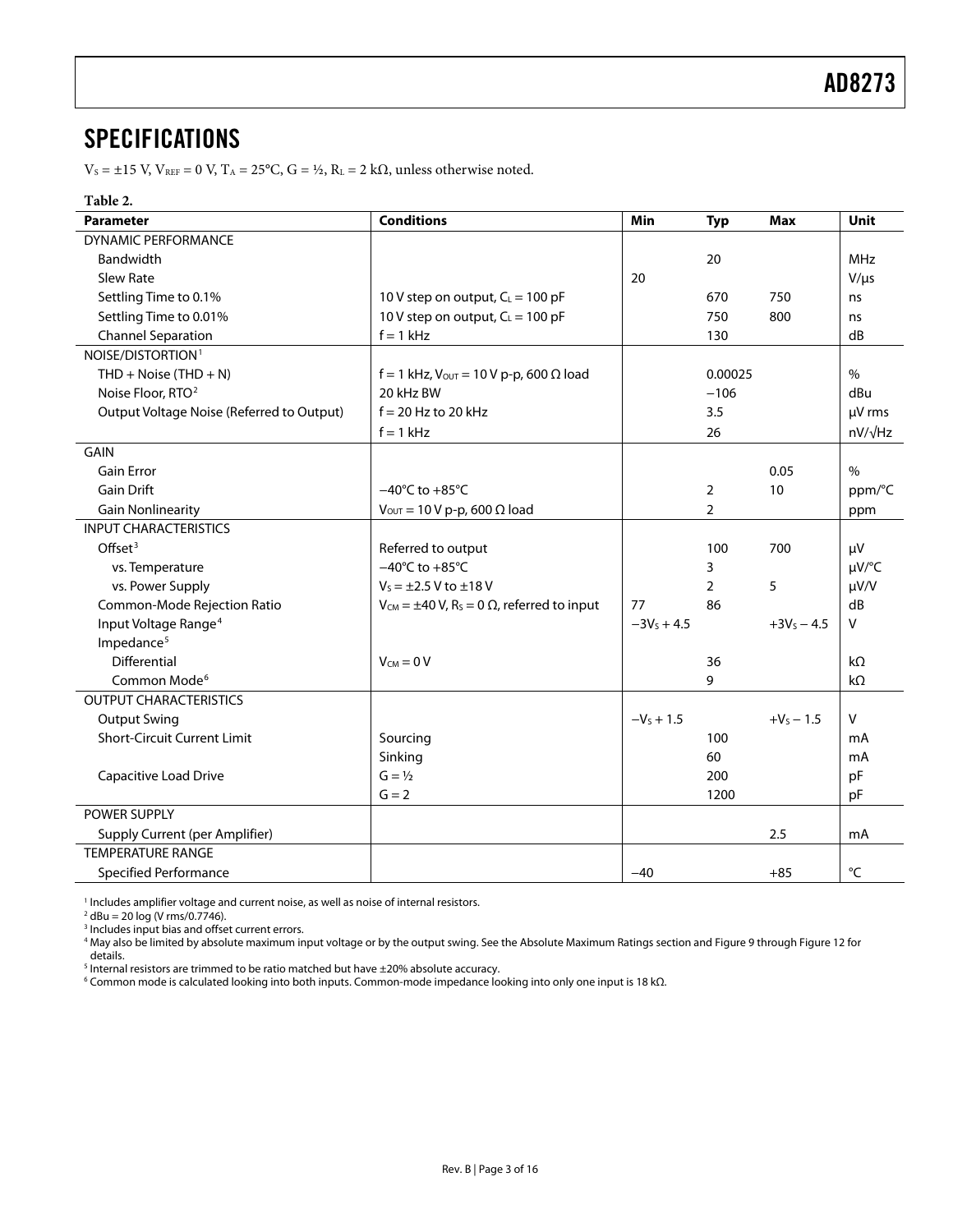## SPECIFICATIONS

$V_S = \pm 15$ V, $V_{REF} = 0$ V, $T_A = 25°C$, G = ½, $R_L = 2$ kΩ, unless otherwise noted.

**Table 2.**

| Parameter | Conditions | Min | Typ | Max | Unit |
|---|---|---|---|---|---|
| DYNAMIC PERFORMANCE | | | | | |
| Bandwidth | | | 20 | | MHz |
| Slew Rate | | 20 | | | V/μs |
| Settling Time to 0.1% | 10 V step on output, $C_L = 100$ pF | | 670 | 750 | ns |
| Settling Time to 0.01% | 10 V step on output, $C_L = 100$ pF | | 750 | 800 | ns |
| Channel Separation | f = 1 kHz | | 130 | | dB |
| NOISE/DISTORTION[1] | | | | | |
| THD + Noise (THD + N) | f = 1 kHz, $V_{OUT} = 10$ V p-p, 600 Ω load | | 0.00025 | | % |
| Noise Floor, RTO[2] | 20 kHz BW | | −106 | | dBu |
| Output Voltage Noise (Referred to Output) | f = 20 Hz to 20 kHz | | 3.5 | | μV rms |
| | f = 1 kHz | | 26 | | nV/√Hz |
| GAIN | | | | | |
| Gain Error | | | | 0.05 | % |
| Gain Drift | −40°C to +85°C | | 2 | 10 | ppm/°C |
| Gain Nonlinearity | $V_{OUT} = 10$ V p-p, 600 Ω load | | 2 | | ppm |
| INPUT CHARACTERISTICS | | | | | |
| Offset[3] | Referred to output | | 100 | 700 | μV |
| vs. Temperature | −40°C to +85°C | | 3 | | μV/°C |
| vs. Power Supply | $V_S = \pm 2.5$ V to ±18 V | | 2 | 5 | μV/V |
| Common-Mode Rejection Ratio | $V_{CM} = \pm 40$ V, $R_S = 0$ Ω, referred to input | 77 | 86 | | dB |
| Input Voltage Range[4] | | $-3V_S + 4.5$ | | $+3V_S - 4.5$ | V |
| Impedance[5] | | | | | |
| Differential | $V_{CM} = 0$ V | | 36 | | kΩ |
| Common Mode[6] | | | 9 | | kΩ |
| OUTPUT CHARACTERISTICS | | | | | |
| Output Swing | | $-V_S + 1.5$ | | $+V_S - 1.5$ | V |
| Short-Circuit Current Limit | Sourcing | | 100 | | mA |
| | Sinking | | 60 | | mA |
| Capacitive Load Drive | G = ½ | | 200 | | pF |
| | G = 2 | | 1200 | | pF |
| POWER SUPPLY | | | | | |
| Supply Current (per Amplifier) | | | | 2.5 | mA |
| TEMPERATURE RANGE | | | | | |
| Specified Performance | | −40 | | +85 | °C |

[1] Includes amplifier voltage and current noise, as well as noise of internal resistors.

[2] dBu = 20 log (V rms/0.7746).

[3] Includes input bias and offset current errors.

[4] May also be limited by absolute maximum input voltage or by the output swing. See the Absolute Maximum Ratings section and Figure 9 through Figure 12 for details.

[5] Internal resistors are trimmed to be ratio matched but have ±20% absolute accuracy.

[6] Common mode is calculated looking into both inputs. Common-mode impedance looking into only one input is 18 kΩ.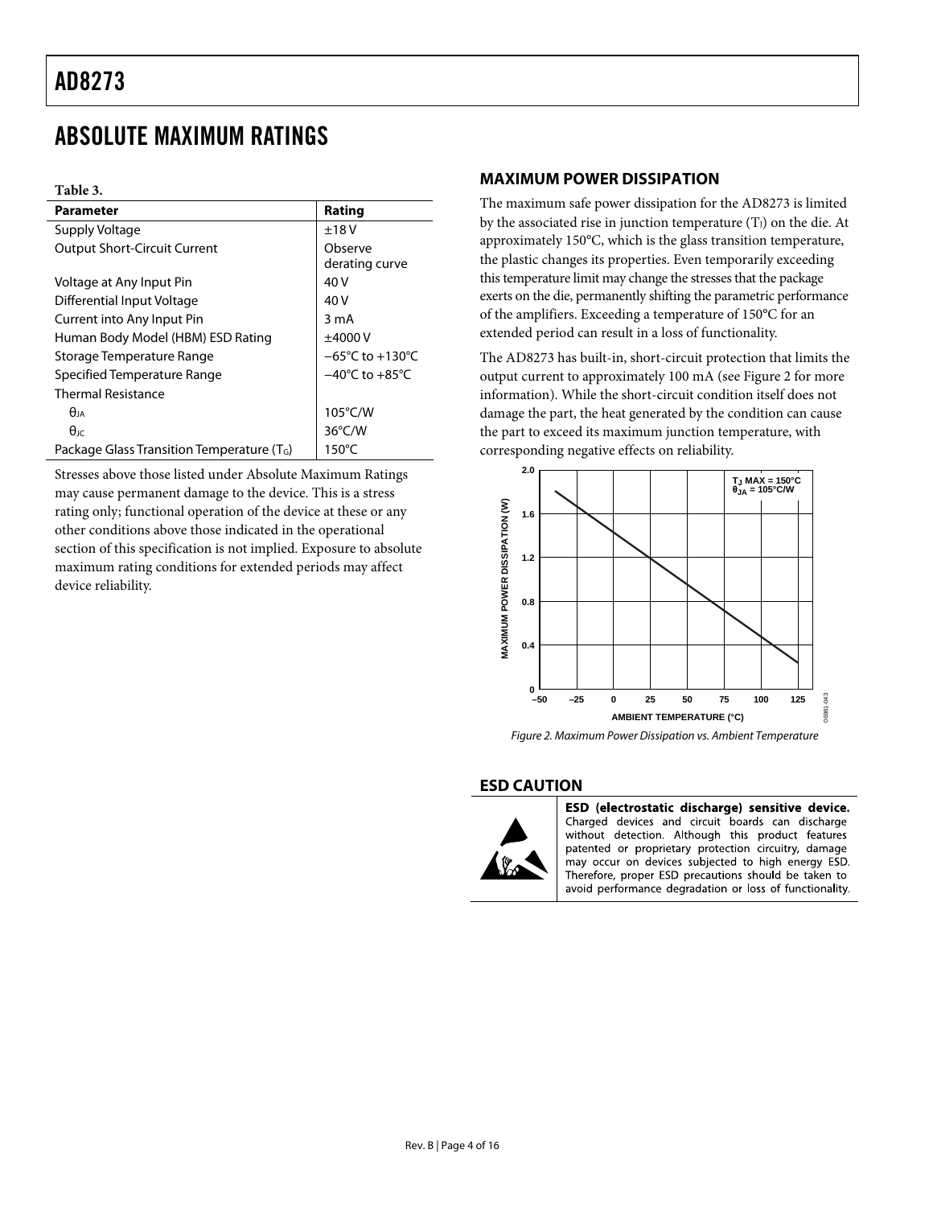# ABSOLUTE MAXIMUM RATINGS

**Table 3.**

| Parameter | Rating |
|---|---|
| Supply Voltage | ±18 V |
| Output Short-Circuit Current | Observe derating curve |
| Voltage at Any Input Pin | 40 V |
| Differential Input Voltage | 40 V |
| Current into Any Input Pin | 3 mA |
| Human Body Model (HBM) ESD Rating | ±4000 V |
| Storage Temperature Range | −65°C to +130°C |
| Specified Temperature Range | −40°C to +85°C |
| Thermal Resistance | |
| $\theta_{JA}$ | 105°C/W |
| $\theta_{JC}$ | 36°C/W |
| Package Glass Transition Temperature ($T_G$) | 150°C |

Stresses above those listed under Absolute Maximum Ratings may cause permanent damage to the device. This is a stress rating only; functional operation of the device at these or any other conditions above those indicated in the operational section of this specification is not implied. Exposure to absolute maximum rating conditions for extended periods may affect device reliability.

## MAXIMUM POWER DISSIPATION

The maximum safe power dissipation for the AD8273 is limited by the associated rise in junction temperature ($T_J$) on the die. At approximately 150°C, which is the glass transition temperature, the plastic changes its properties. Even temporarily exceeding this temperature limit may change the stresses that the package exerts on the die, permanently shifting the parametric performance of the amplifiers. Exceeding a temperature of 150°C for an extended period can result in a loss of functionality.

The AD8273 has built-in, short-circuit protection that limits the output current to approximately 100 mA (see Figure 2 for more information). While the short-circuit condition itself does not damage the part, the heat generated by the condition can cause the part to exceed its maximum junction temperature, with corresponding negative effects on reliability.

Figure 2. Maximum Power Dissipation vs. Ambient Temperature

## ESD CAUTION

**ESD (electrostatic discharge) sensitive device.** Charged devices and circuit boards can discharge without detection. Although this product features patented or proprietary protection circuitry, damage may occur on devices subjected to high energy ESD. Therefore, proper ESD precautions should be taken to avoid performance degradation or loss of functionality.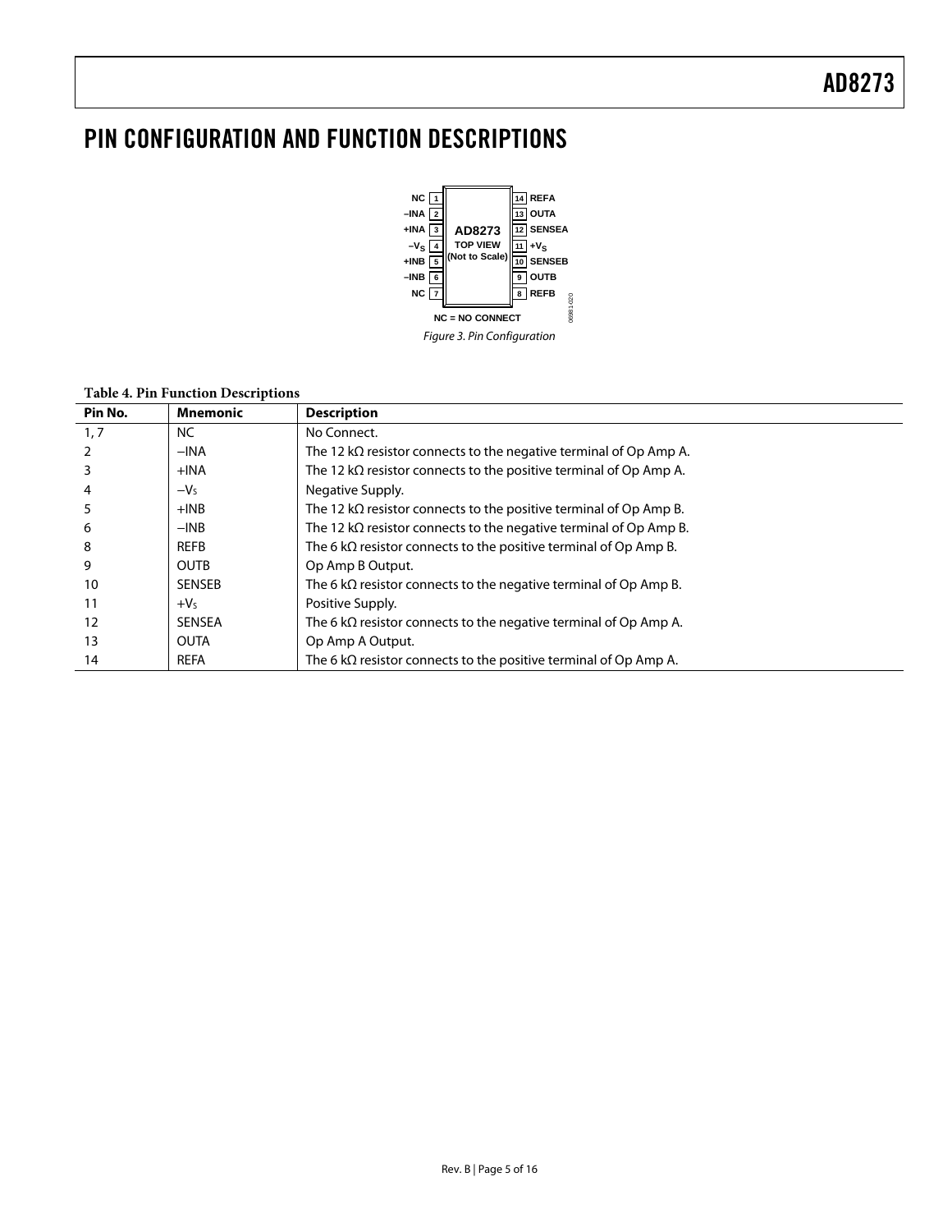# PIN CONFIGURATION AND FUNCTION DESCRIPTIONS

Figure 3. Pin Configuration

**Table 4. Pin Function Descriptions**

| Pin No. | Mnemonic | Description |
|---|---|---|
| 1, 7 | NC | No Connect. |
| 2 | −INA | The 12 kΩ resistor connects to the negative terminal of Op Amp A. |
| 3 | +INA | The 12 kΩ resistor connects to the positive terminal of Op Amp A. |
| 4 | $-V_S$ | Negative Supply. |
| 5 | +INB | The 12 kΩ resistor connects to the positive terminal of Op Amp B. |
| 6 | −INB | The 12 kΩ resistor connects to the negative terminal of Op Amp B. |
| 8 | REFB | The 6 kΩ resistor connects to the positive terminal of Op Amp B. |
| 9 | OUTB | Op Amp B Output. |
| 10 | SENSEB | The 6 kΩ resistor connects to the negative terminal of Op Amp B. |
| 11 | $+V_S$ | Positive Supply. |
| 12 | SENSEA | The 6 kΩ resistor connects to the negative terminal of Op Amp A. |
| 13 | OUTA | Op Amp A Output. |
| 14 | REFA | The 6 kΩ resistor connects to the positive terminal of Op Amp A. |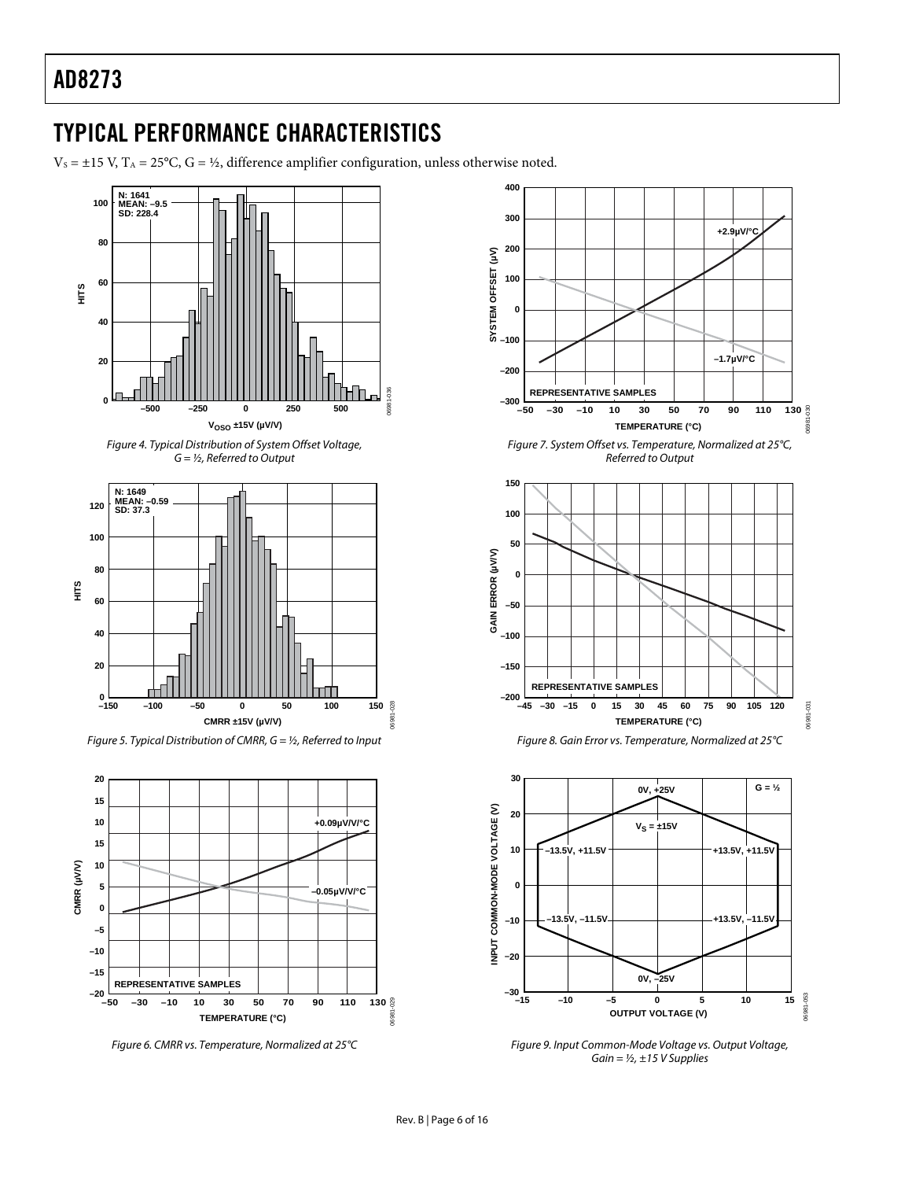# TYPICAL PERFORMANCE CHARACTERISTICS

$V_S = \pm 15$ V, $T_A = 25°C$, G = ½, difference amplifier configuration, unless otherwise noted.

*Figure 4. Typical Distribution of System Offset Voltage, G = ½, Referred to Output*

*Figure 5. Typical Distribution of CMRR, G = ½, Referred to Input*

*Figure 6. CMRR vs. Temperature, Normalized at 25°C*

*Figure 7. System Offset vs. Temperature, Normalized at 25°C, Referred to Output*

*Figure 8. Gain Error vs. Temperature, Normalized at 25°C*

*Figure 9. Input Common-Mode Voltage vs. Output Voltage, Gain = ½, ±15 V Supplies*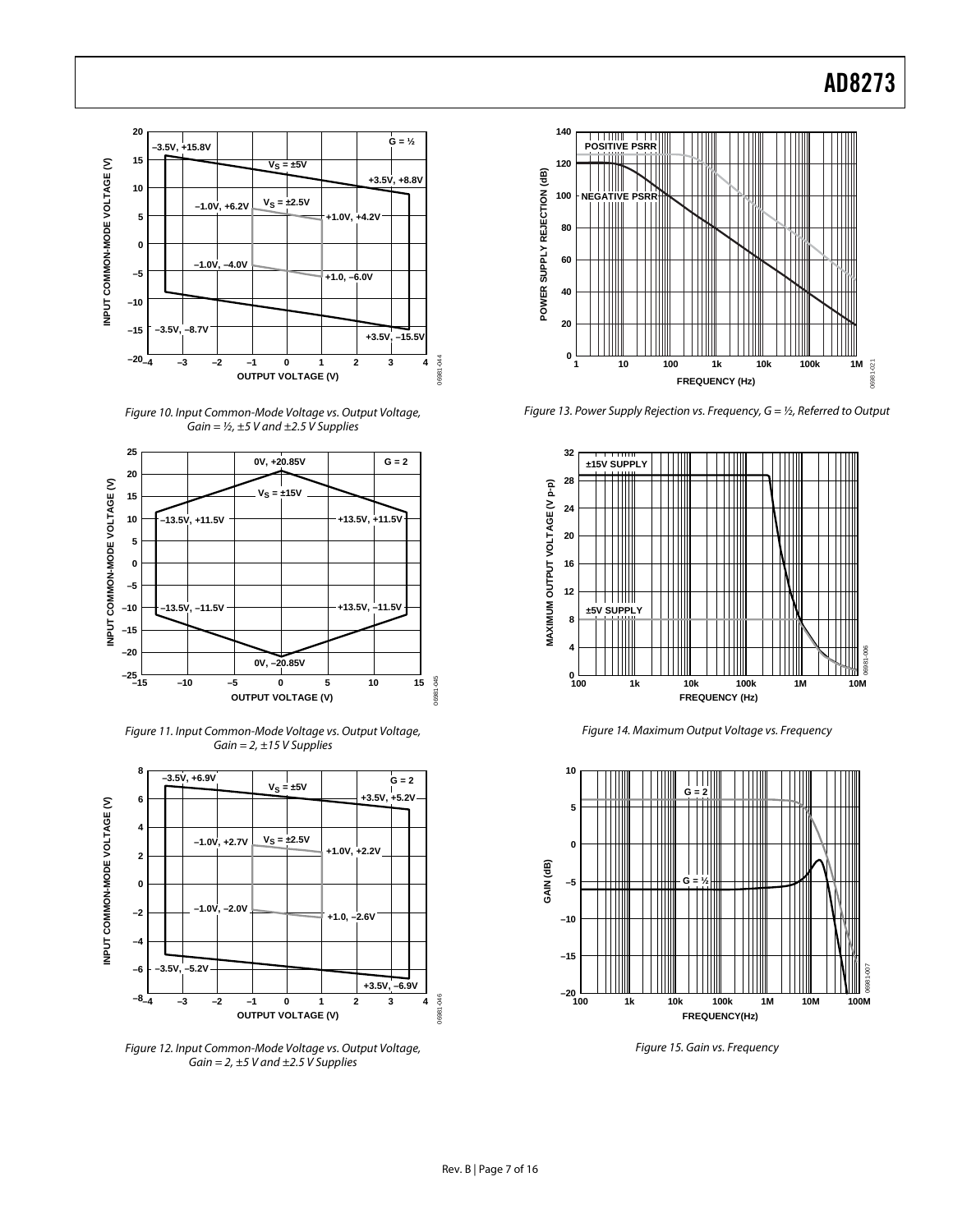Figure 10. Input Common-Mode Voltage vs. Output Voltage, Gain = ½, ±5 V and ±2.5 V Supplies

Figure 11. Input Common-Mode Voltage vs. Output Voltage, Gain = 2, ±15 V Supplies

Figure 12. Input Common-Mode Voltage vs. Output Voltage, Gain = 2, ±5 V and ±2.5 V Supplies

Figure 13. Power Supply Rejection vs. Frequency, G = ½, Referred to Output

Figure 14. Maximum Output Voltage vs. Frequency

Figure 15. Gain vs. Frequency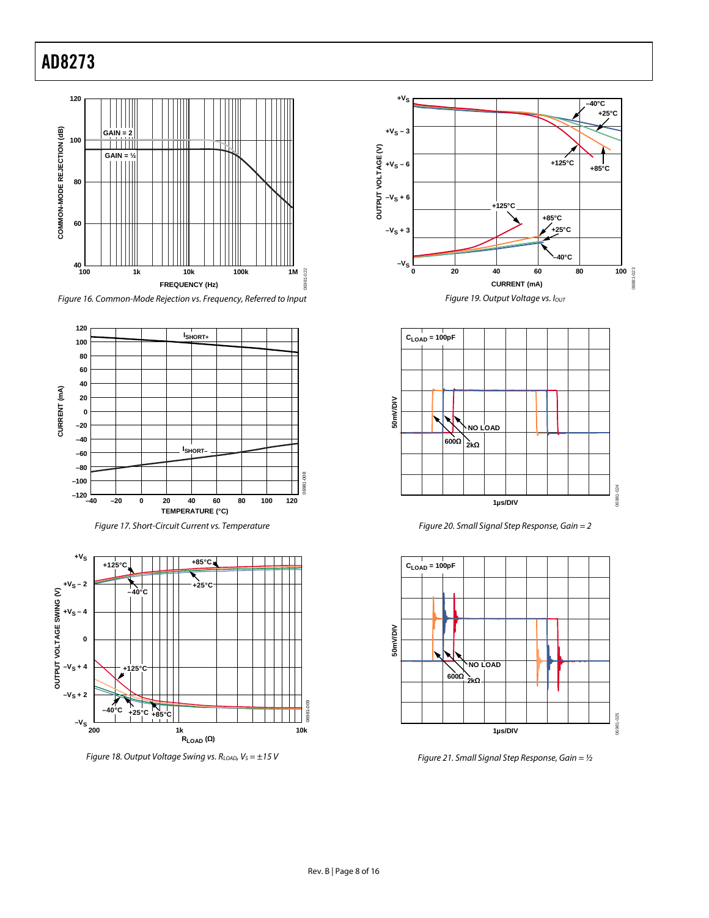Figure 16. Common-Mode Rejection vs. Frequency, Referred to Input

Figure 17. Short-Circuit Current vs. Temperature

Figure 18. Output Voltage Swing vs. $R_{LOAD}$, $V_S = \pm 15$ V

Figure 19. Output Voltage vs. $I_{OUT}$

Figure 20. Small Signal Step Response, Gain = 2

Figure 21. Small Signal Step Response, Gain = ½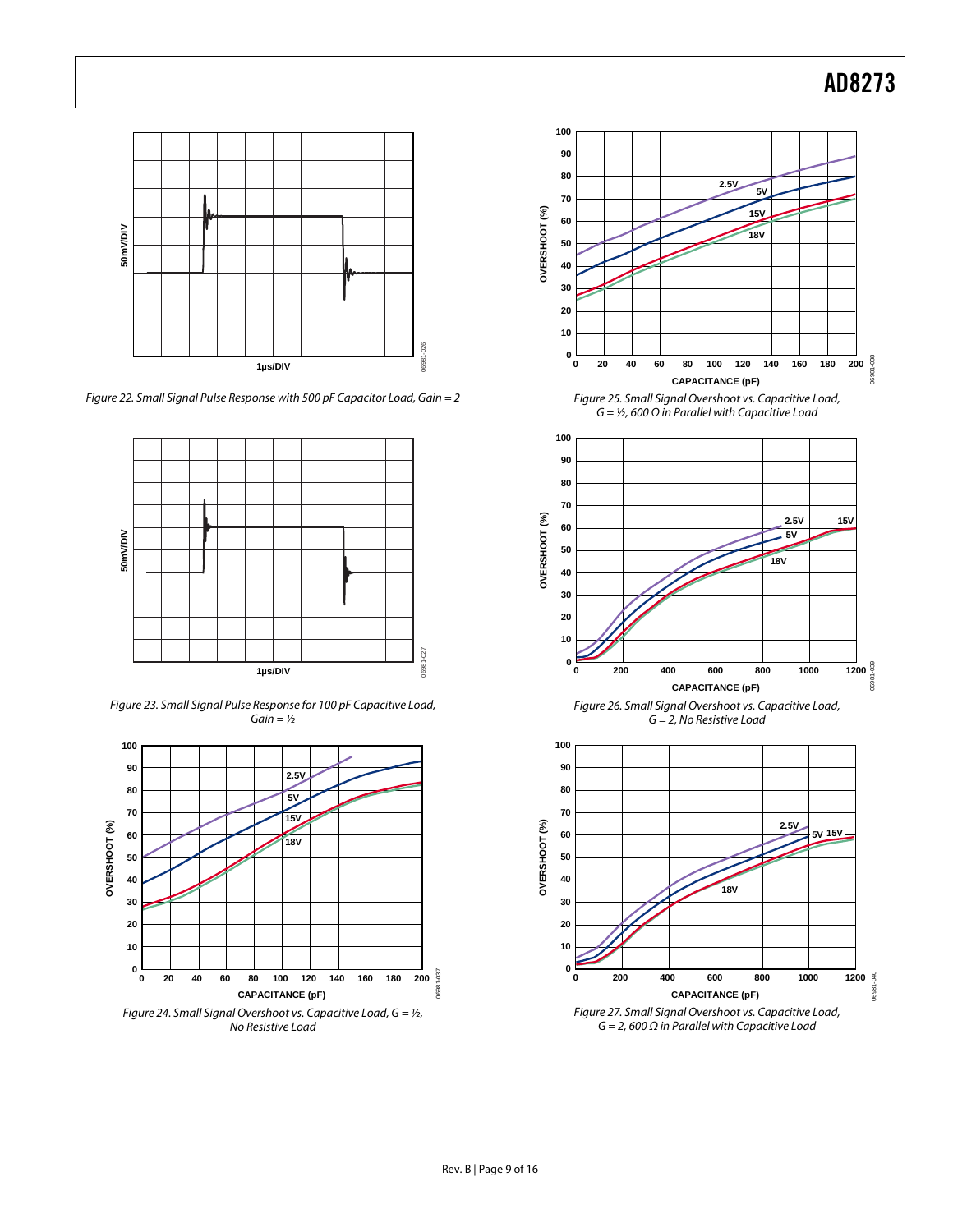Figure 22. Small Signal Pulse Response with 500 pF Capacitor Load, Gain = 2

Figure 23. Small Signal Pulse Response for 100 pF Capacitive Load, Gain = ½

Figure 24. Small Signal Overshoot vs. Capacitive Load, G = ½, No Resistive Load

Figure 25. Small Signal Overshoot vs. Capacitive Load, G = ½, 600 Ω in Parallel with Capacitive Load

Figure 26. Small Signal Overshoot vs. Capacitive Load, G = 2, No Resistive Load

Figure 27. Small Signal Overshoot vs. Capacitive Load, G = 2, 600 Ω in Parallel with Capacitive Load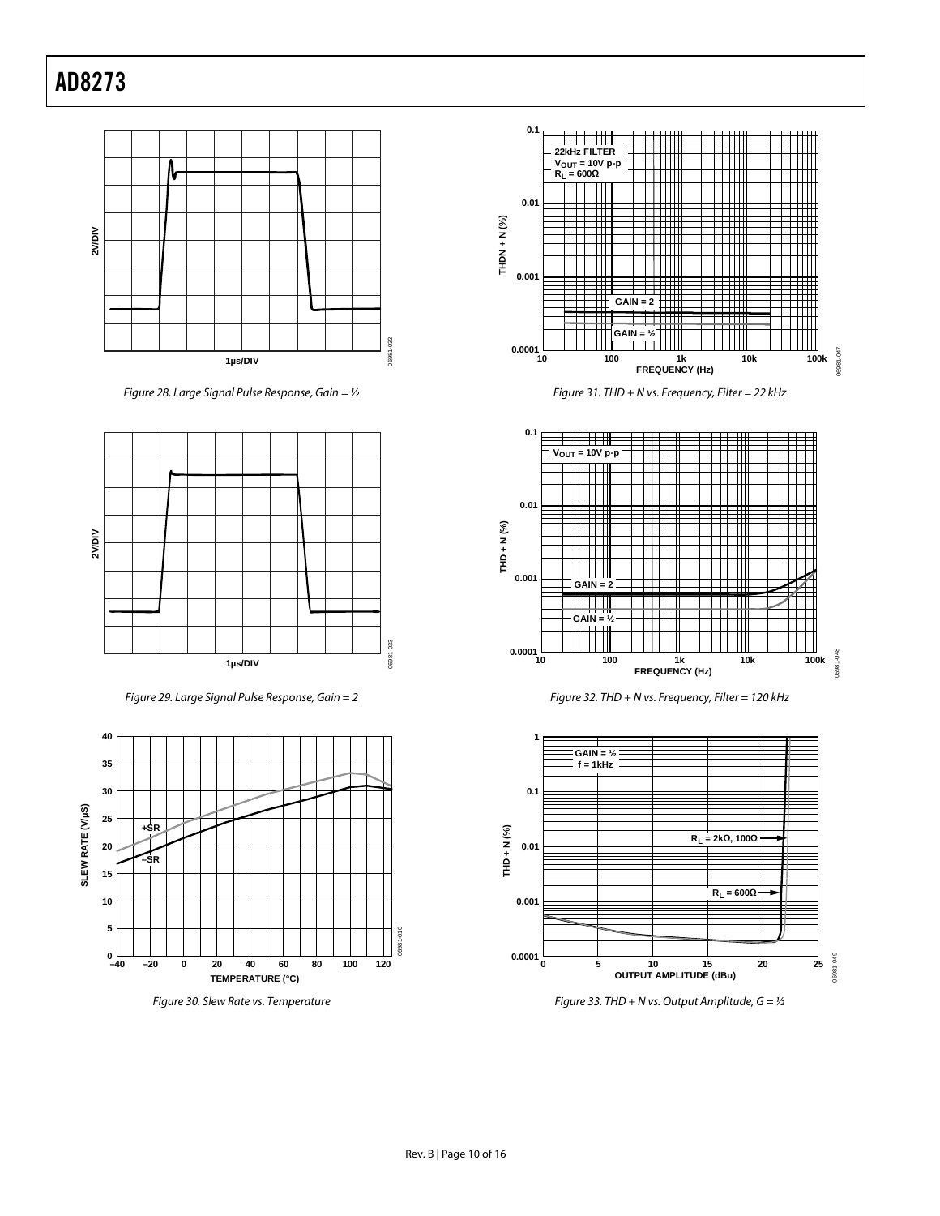Figure 28. Large Signal Pulse Response, Gain = ½

Figure 29. Large Signal Pulse Response, Gain = 2

Figure 30. Slew Rate vs. Temperature

Figure 31. THD + N vs. Frequency, Filter = 22 kHz

Figure 32. THD + N vs. Frequency, Filter = 120 kHz

Figure 33. THD + N vs. Output Amplitude, G = ½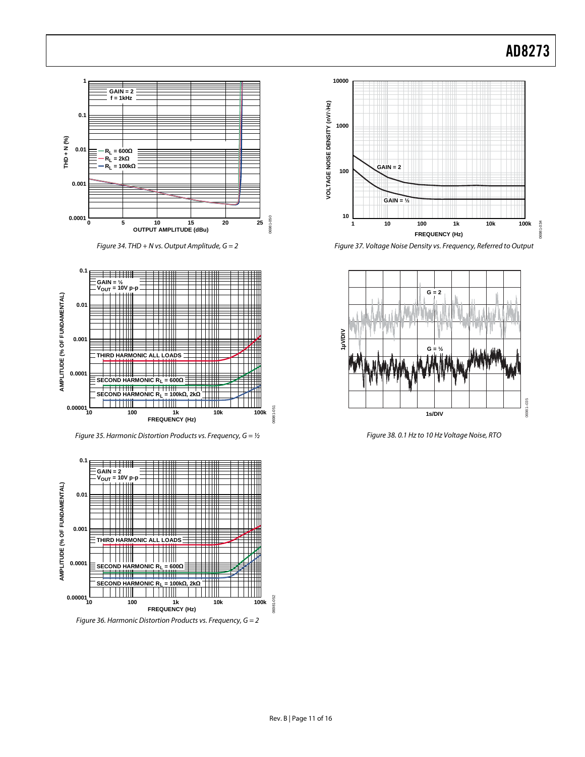Figure 34. THD + N vs. Output Amplitude, G = 2

Figure 35. Harmonic Distortion Products vs. Frequency, G = ½

Figure 36. Harmonic Distortion Products vs. Frequency, G = 2

Figure 37. Voltage Noise Density vs. Frequency, Referred to Output

Figure 38. 0.1 Hz to 10 Hz Voltage Noise, RTO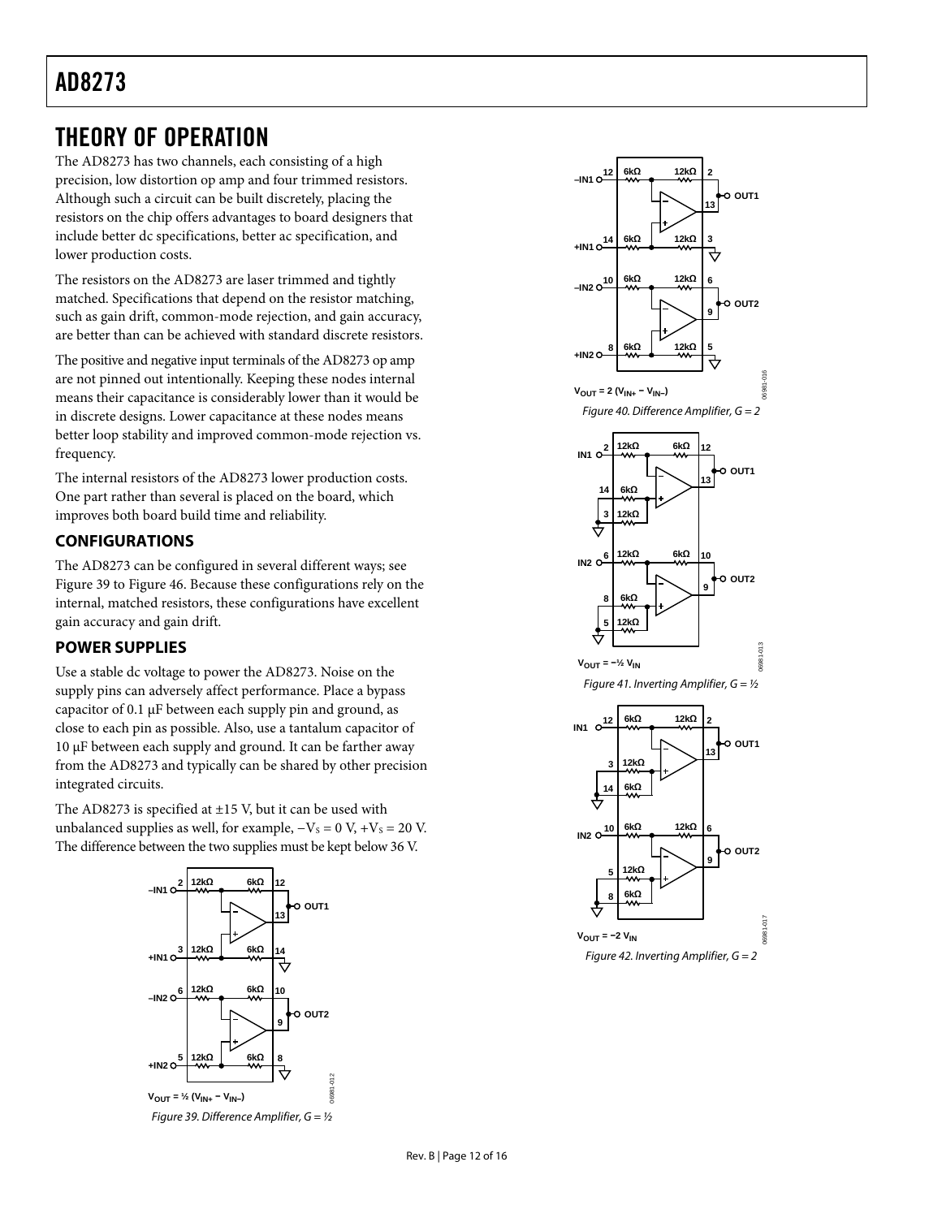# THEORY OF OPERATION

The AD8273 has two channels, each consisting of a high precision, low distortion op amp and four trimmed resistors. Although such a circuit can be built discretely, placing the resistors on the chip offers advantages to board designers that include better dc specifications, better ac specification, and lower production costs.

The resistors on the AD8273 are laser trimmed and tightly matched. Specifications that depend on the resistor matching, such as gain drift, common-mode rejection, and gain accuracy, are better than can be achieved with standard discrete resistors.

The positive and negative input terminals of the AD8273 op amp are not pinned out intentionally. Keeping these nodes internal means their capacitance is considerably lower than it would be in discrete designs. Lower capacitance at these nodes means better loop stability and improved common-mode rejection vs. frequency.

The internal resistors of the AD8273 lower production costs. One part rather than several is placed on the board, which improves both board build time and reliability.

## CONFIGURATIONS

The AD8273 can be configured in several different ways; see Figure 39 to Figure 46. Because these configurations rely on the internal, matched resistors, these configurations have excellent gain accuracy and gain drift.

## POWER SUPPLIES

Use a stable dc voltage to power the AD8273. Noise on the supply pins can adversely affect performance. Place a bypass capacitor of 0.1 µF between each supply pin and ground, as close to each pin as possible. Also, use a tantalum capacitor of 10 µF between each supply and ground. It can be farther away from the AD8273 and typically can be shared by other precision integrated circuits.

The AD8273 is specified at ±15 V, but it can be used with unbalanced supplies as well, for example, $-V_S = 0$ V, $+V_S = 20$ V. The difference between the two supplies must be kept below 36 V.

$V_{OUT} = ½ (V_{IN+} - V_{IN-})$

*Figure 39. Difference Amplifier, G = ½*

$V_{OUT} = 2 (V_{IN+} - V_{IN-})$

*Figure 40. Difference Amplifier, G = 2*

$V_{OUT} = -½ V_{IN}$

*Figure 41. Inverting Amplifier, G = ½*

$V_{OUT} = -2 V_{IN}$

*Figure 42. Inverting Amplifier, G = 2*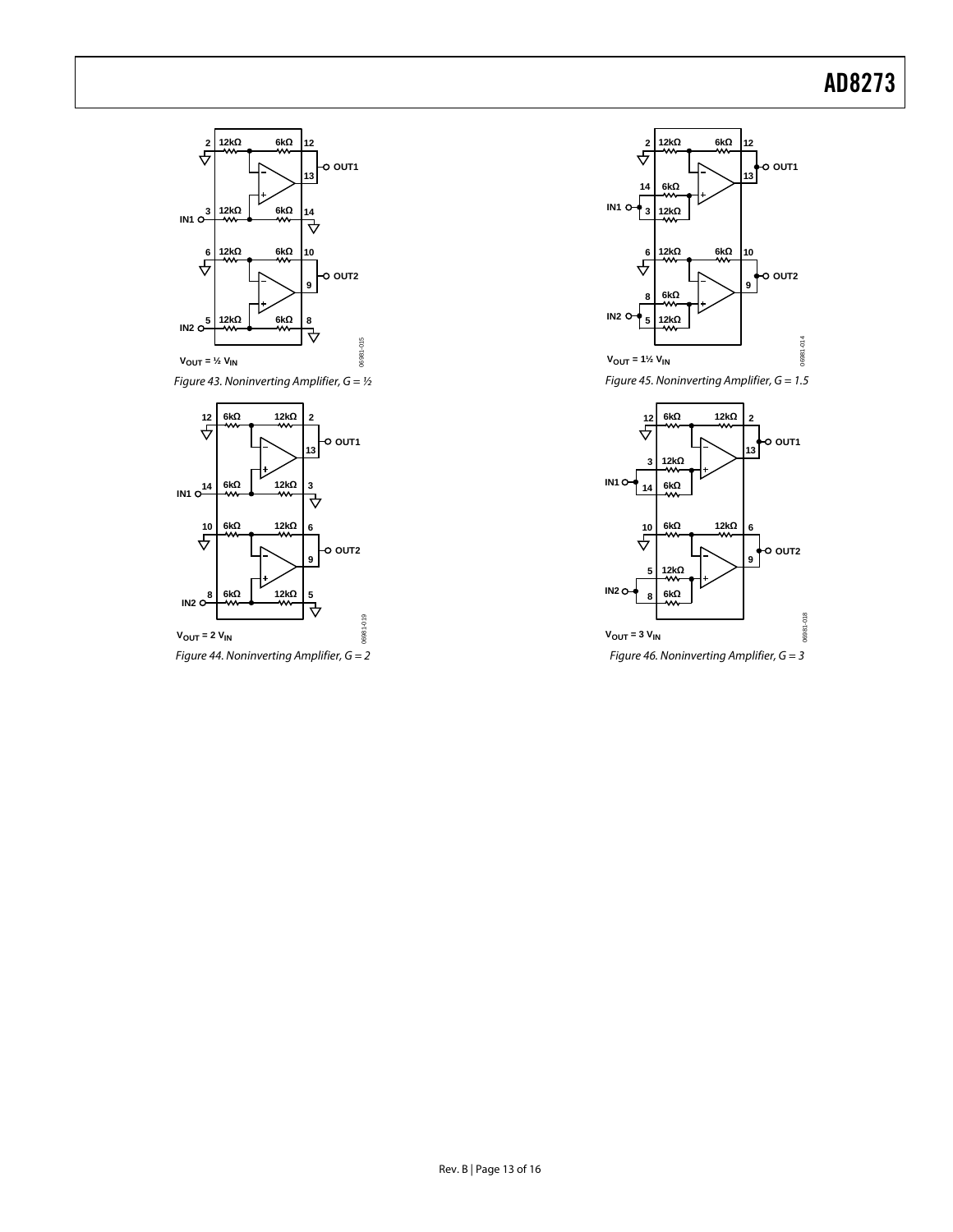$V_{OUT} = ½ V_{IN}$

*Figure 43. Noninverting Amplifier, G = ½*

$V_{OUT} = 2 V_{IN}$

*Figure 44. Noninverting Amplifier, G = 2*

$V_{OUT} = 1½ V_{IN}$

*Figure 45. Noninverting Amplifier, G = 1.5*

$V_{OUT} = 3 V_{IN}$

*Figure 46. Noninverting Amplifier, G = 3*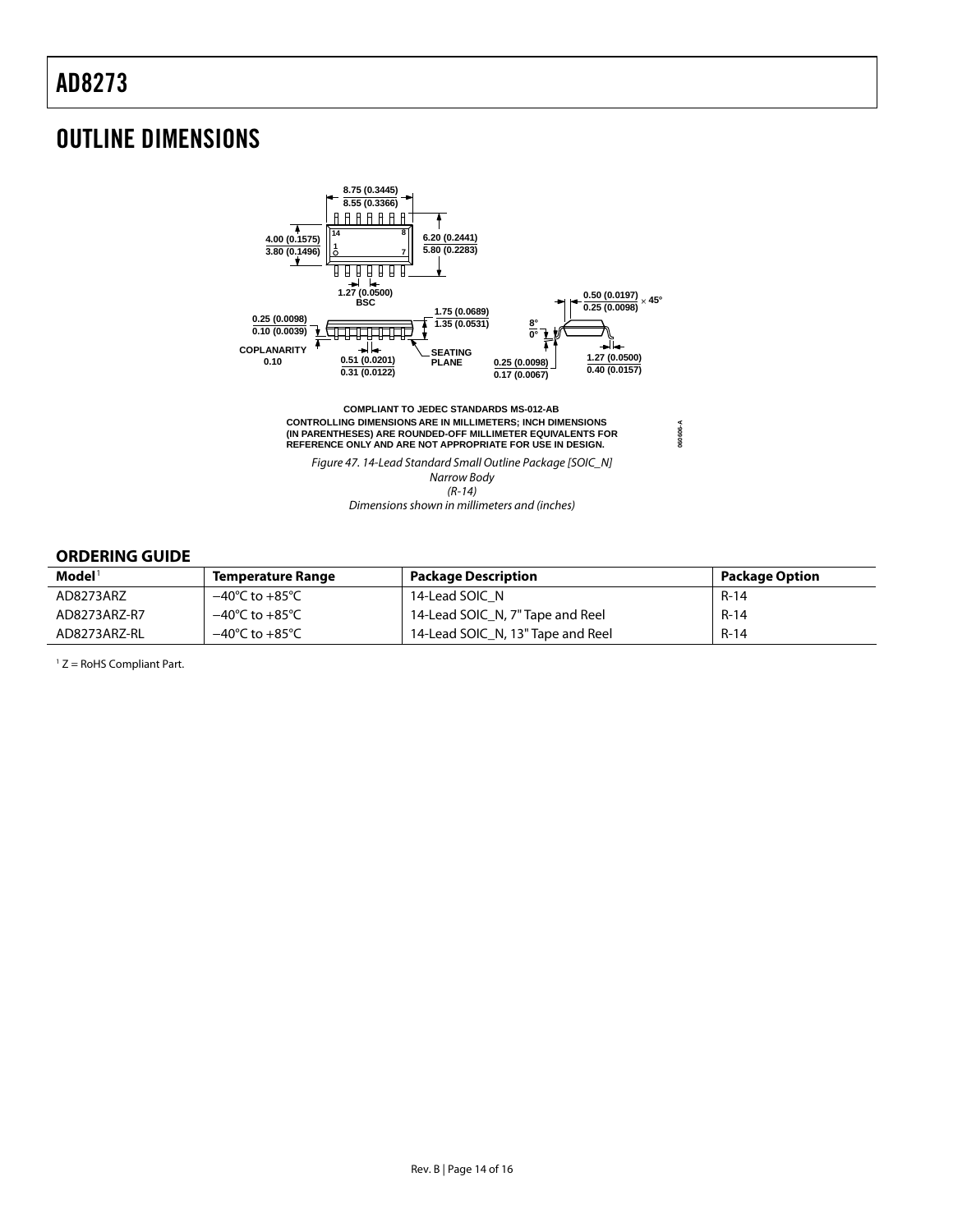# OUTLINE DIMENSIONS

COMPLIANT TO JEDEC STANDARDS MS-012-AB
CONTROLLING DIMENSIONS ARE IN MILLIMETERS; INCH DIMENSIONS (IN PARENTHESES) ARE ROUNDED-OFF MILLIMETER EQUIVALENTS FOR REFERENCE ONLY AND ARE NOT APPROPRIATE FOR USE IN DESIGN.

*Figure 47. 14-Lead Standard Small Outline Package [SOIC_N]*
*Narrow Body*
*(R-14)*
*Dimensions shown in millimeters and (inches)*

## ORDERING GUIDE

| Model[1] | Temperature Range | Package Description | Package Option |
|---|---|---|---|
| AD8273ARZ | −40°C to +85°C | 14-Lead SOIC_N | R-14 |
| AD8273ARZ-R7 | −40°C to +85°C | 14-Lead SOIC_N, 7" Tape and Reel | R-14 |
| AD8273ARZ-RL | −40°C to +85°C | 14-Lead SOIC_N, 13" Tape and Reel | R-14 |

[1] Z = RoHS Compliant Part.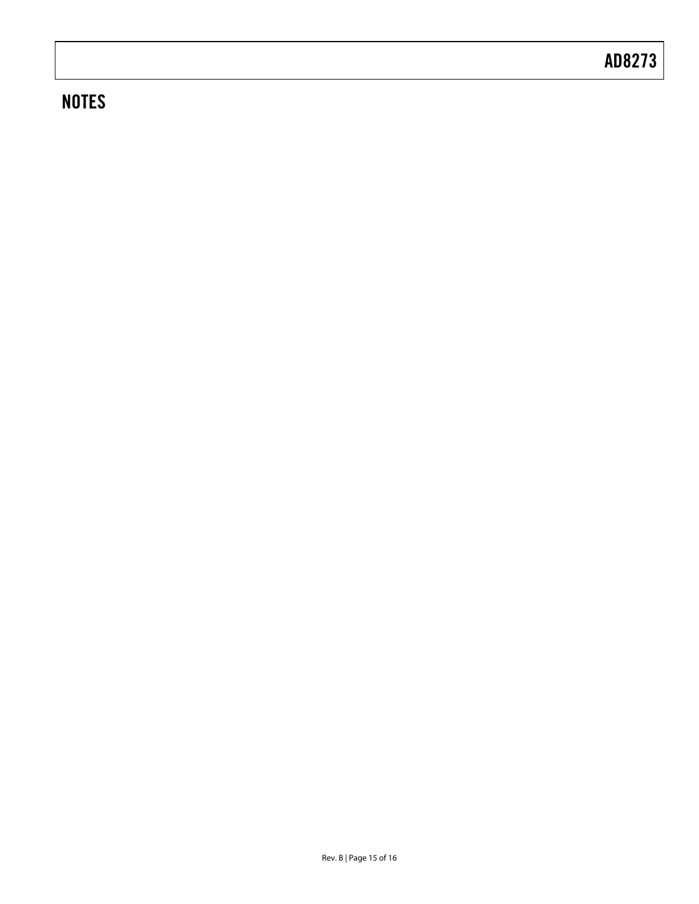## NOTES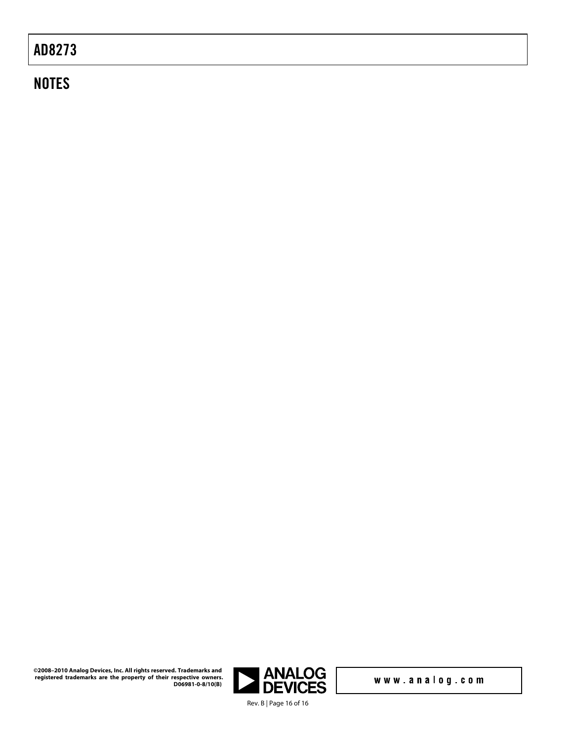## NOTES

©2008–2010 Analog Devices, Inc. All rights reserved. Trademarks and registered trademarks are the property of their respective owners.
D06981-0-8/10(B)